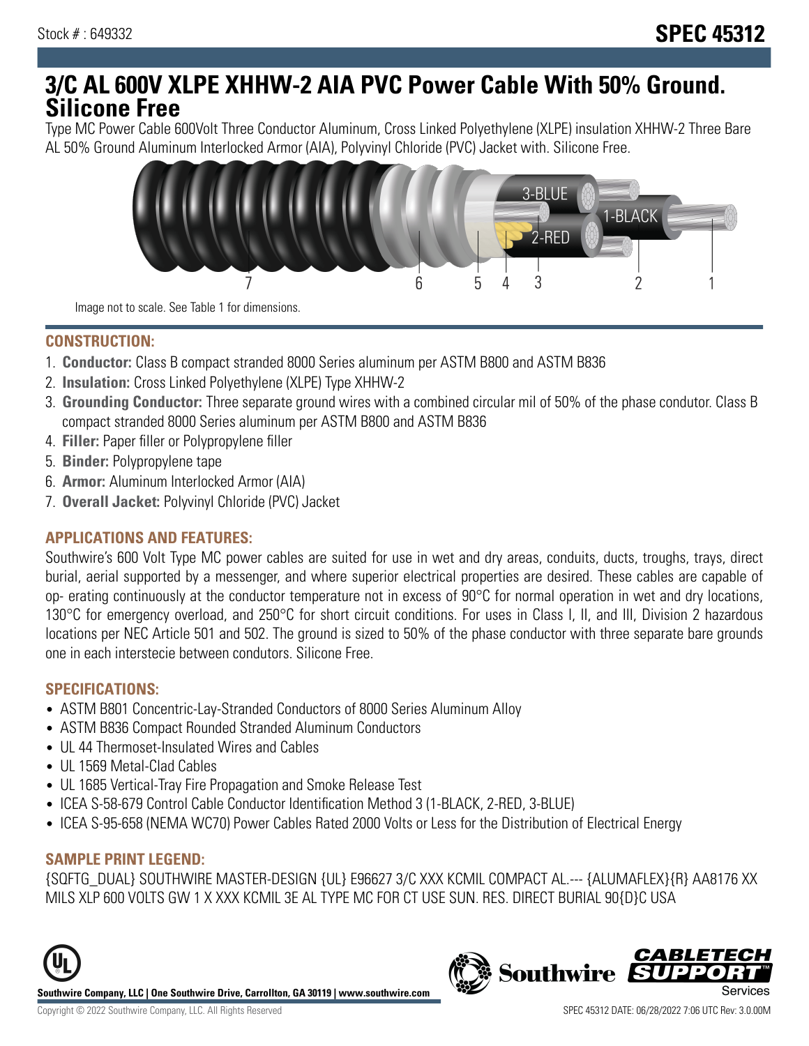Stock # : 649332

**SPEC 45312**

# 3/C AL 600V XLPE XHHW-2 AIA PVC Power Cable With 50% Ground. Silicone Free

Type MC Power Cable 600Volt Three Conductor Aluminum, Cross Linked Polyethylene (XLPE) insulation XHHW-2 Three Bare AL 50% Ground Aluminum Interlocked Armor (AIA), Polyvinyl Chloride (PVC) Jacket with. Silicone Free.

Image not to scale. See Table 1 for dimensions.

## CONSTRUCTION:

1. **Conductor:** Class B compact stranded 8000 Series aluminum per ASTM B800 and ASTM B836
2. **Insulation:** Cross Linked Polyethylene (XLPE) Type XHHW-2
3. **Grounding Conductor:** Three separate ground wires with a combined circular mil of 50% of the phase condutor. Class B compact stranded 8000 Series aluminum per ASTM B800 and ASTM B836
4. **Filler:** Paper filler or Polypropylene filler
5. **Binder:** Polypropylene tape
6. **Armor:** Aluminum Interlocked Armor (AIA)
7. **Overall Jacket:** Polyvinyl Chloride (PVC) Jacket

## APPLICATIONS AND FEATURES:

Southwire's 600 Volt Type MC power cables are suited for use in wet and dry areas, conduits, ducts, troughs, trays, direct burial, aerial supported by a messenger, and where superior electrical properties are desired. These cables are capable of op- erating continuously at the conductor temperature not in excess of 90°C for normal operation in wet and dry locations, 130°C for emergency overload, and 250°C for short circuit conditions. For uses in Class I, II, and III, Division 2 hazardous locations per NEC Article 501 and 502. The ground is sized to 50% of the phase conductor with three separate bare grounds one in each interstecie between condutors. Silicone Free.

## SPECIFICATIONS:

- ASTM B801 Concentric-Lay-Stranded Conductors of 8000 Series Aluminum Alloy
- ASTM B836 Compact Rounded Stranded Aluminum Conductors
- UL 44 Thermoset-Insulated Wires and Cables
- UL 1569 Metal-Clad Cables
- UL 1685 Vertical-Tray Fire Propagation and Smoke Release Test
- ICEA S-58-679 Control Cable Conductor Identification Method 3 (1-BLACK, 2-RED, 3-BLUE)
- ICEA S-95-658 (NEMA WC70) Power Cables Rated 2000 Volts or Less for the Distribution of Electrical Energy

## SAMPLE PRINT LEGEND:

{SQFTG_DUAL} SOUTHWIRE MASTER-DESIGN {UL} E96627 3/C XXX KCMIL COMPACT AL.--- {ALUMAFLEX}{R} AA8176 XX MILS XLP 600 VOLTS GW 1 X XXX KCMIL 3E AL TYPE MC FOR CT USE SUN. RES. DIRECT BURIAL 90{D}C USA

**Southwire Company, LLC | One Southwire Drive, Carrollton, GA 30119 | www.southwire.com**

Copyright © 2022 Southwire Company, LLC. All Rights Reserved

SPEC 45312 DATE: 06/28/2022 7:06 UTC Rev: 3.0.00M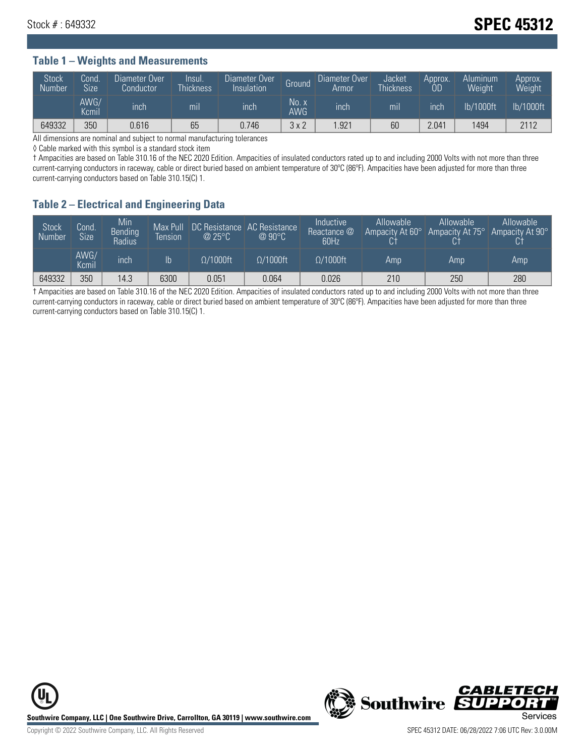## Table 1 – Weights and Measurements

| Stock Number | Cond. Size | Diameter Over Conductor | Insul. Thickness | Diameter Over Insulation | Ground | Diameter Over Armor | Jacket Thickness | Approx. OD | Aluminum Weight | Approx. Weight |
|---|---|---|---|---|---|---|---|---|---|---|
| | AWG/ Kcmil | inch | mil | inch | No. x AWG | inch | mil | inch | lb/1000ft | lb/1000ft |
| 649332 | 350 | 0.616 | 65 | 0.746 | 3 x 2 | 1.921 | 60 | 2.041 | 1494 | 2112 |

All dimensions are nominal and subject to normal manufacturing tolerances

◊ Cable marked with this symbol is a standard stock item

† Ampacities are based on Table 310.16 of the NEC 2020 Edition. Ampacities of insulated conductors rated up to and including 2000 Volts with not more than three current-carrying conductors in raceway, cable or direct buried based on ambient temperature of 30ºC (86ºF). Ampacities have been adjusted for more than three current-carrying conductors based on Table 310.15(C) 1.

## Table 2 – Electrical and Engineering Data

| Stock Number | Cond. Size | Min Bending Radius | Max Pull Tension | DC Resistance @ 25°C | AC Resistance @ 90°C | Inductive Reactance @ 60Hz | Allowable Ampacity At 60° C† | Allowable Ampacity At 75° C† | Allowable Ampacity At 90° C† |
|---|---|---|---|---|---|---|---|---|---|
| | AWG/ Kcmil | inch | lb | Ω/1000ft | Ω/1000ft | Ω/1000ft | Amp | Amp | Amp |
| 649332 | 350 | 14.3 | 6300 | 0.051 | 0.064 | 0.026 | 210 | 250 | 280 |

† Ampacities are based on Table 310.16 of the NEC 2020 Edition. Ampacities of insulated conductors rated up to and including 2000 Volts with not more than three current-carrying conductors in raceway, cable or direct buried based on ambient temperature of 30ºC (86ºF). Ampacities have been adjusted for more than three current-carrying conductors based on Table 310.15(C) 1.

**Southwire Company, LLC | One Southwire Drive, Carrollton, GA 30119 | www.southwire.com**

Copyright © 2022 Southwire Company, LLC. All Rights Reserved

SPEC 45312 DATE: 06/28/2022 7:06 UTC Rev: 3.0.00M